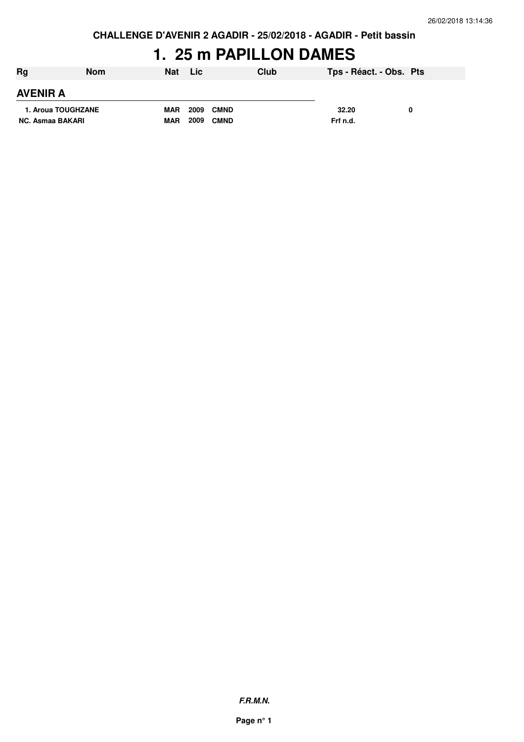**CHALLENGE D'AVENIR 2 AGADIR - 25/02/2018 - AGADIR - Petit bassin**

# 1. 25 m PAPILLON DAMES

| Rg | Nom | Nat | Lic | Club | Tps - Réact. - Obs. | Pts |
|---|---|---|---|---|---|---|
| **AVENIR A** | | | | | | |
| 1. | Aroua TOUGHZANE | MAR | 2009 | CMND | 32.20 | 0 |
| NC. | Asmaa BAKARI | MAR | 2009 | CMND | Frf n.d. | |

***F.R.M.N.***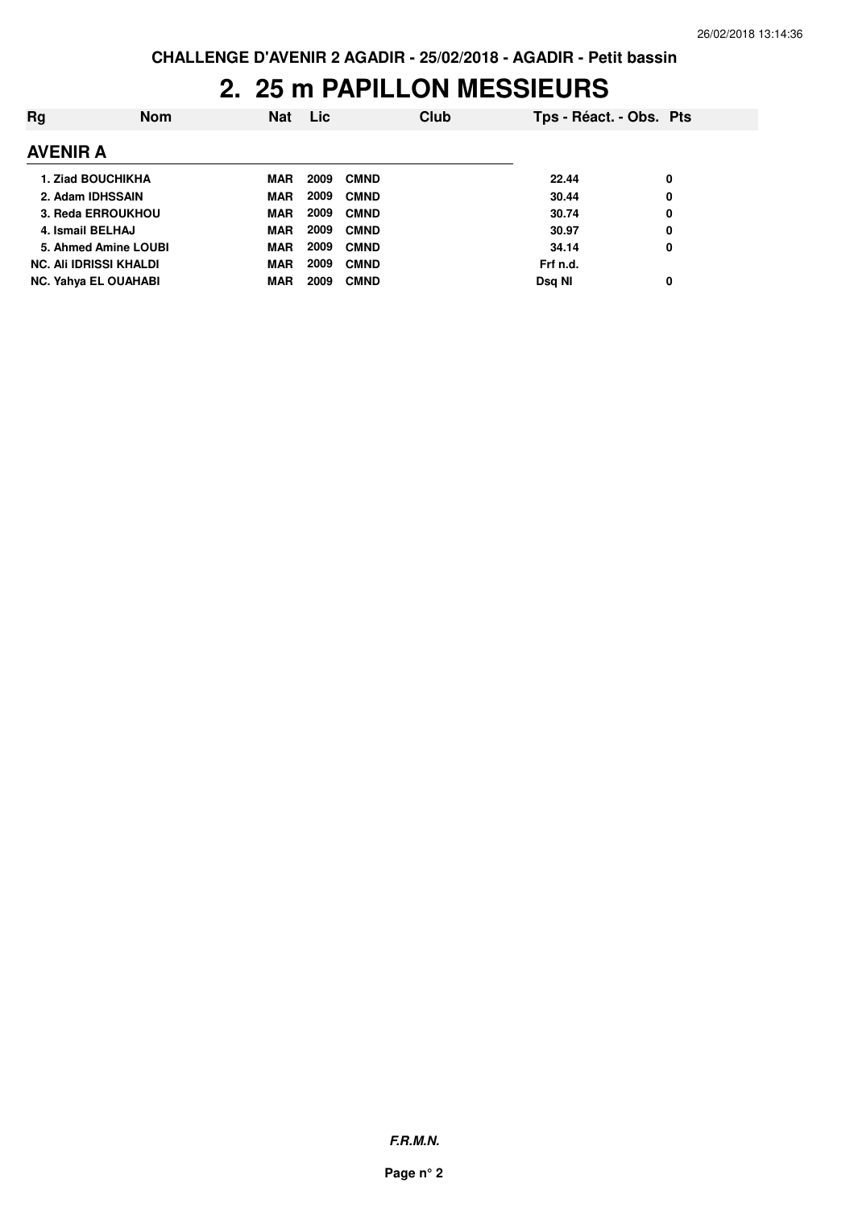CHALLENGE D'AVENIR 2 AGADIR - 25/02/2018 - AGADIR - Petit bassin

# 2. 25 m PAPILLON MESSIEURS

| Rg | Nom | Nat | Lic | Club | Tps - Réact. - Obs. | Pts |
|---|---|---|---|---|---|---|
| **AVENIR A** | | | | | | |
| 1. | Ziad BOUCHIKHA | MAR | 2009 | CMND | 22.44 | 0 |
| 2. | Adam IDHSSAIN | MAR | 2009 | CMND | 30.44 | 0 |
| 3. | Reda ERROUKHOU | MAR | 2009 | CMND | 30.74 | 0 |
| 4. | Ismail BELHAJ | MAR | 2009 | CMND | 30.97 | 0 |
| 5. | Ahmed Amine LOUBI | MAR | 2009 | CMND | 34.14 | 0 |
| NC. | Ali IDRISSI KHALDI | MAR | 2009 | CMND | Frf n.d. | |
| NC. | Yahya EL OUAHABI | MAR | 2009 | CMND | Dsq NI | 0 |

***F.R.M.N.***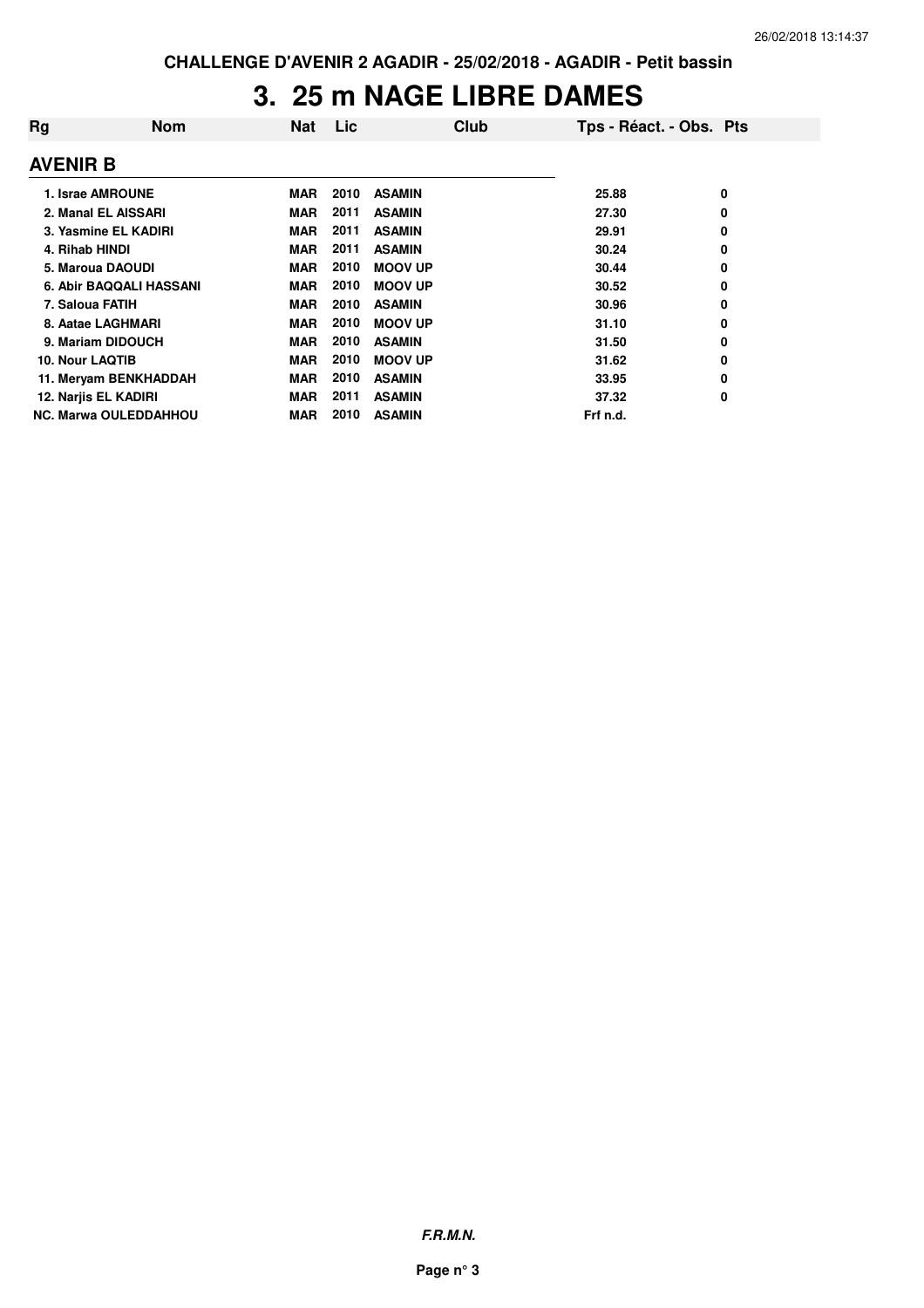**CHALLENGE D'AVENIR 2 AGADIR - 25/02/2018 - AGADIR - Petit bassin**

# 3. 25 m NAGE LIBRE DAMES

| Rg | Nom | Nat | Lic | Club | Tps - Réact. - Obs. | Pts |
|---|---|---|---|---|---|---|
| **AVENIR B** | | | | | | |
| 1. | Israe AMROUNE | MAR | 2010 | ASAMIN | 25.88 | 0 |
| 2. | Manal EL AISSARI | MAR | 2011 | ASAMIN | 27.30 | 0 |
| 3. | Yasmine EL KADIRI | MAR | 2011 | ASAMIN | 29.91 | 0 |
| 4. | Rihab HINDI | MAR | 2011 | ASAMIN | 30.24 | 0 |
| 5. | Maroua DAOUDI | MAR | 2010 | MOOV UP | 30.44 | 0 |
| 6. | Abir BAQQALI HASSANI | MAR | 2010 | MOOV UP | 30.52 | 0 |
| 7. | Saloua FATIH | MAR | 2010 | ASAMIN | 30.96 | 0 |
| 8. | Aatae LAGHMARI | MAR | 2010 | MOOV UP | 31.10 | 0 |
| 9. | Mariam DIDOUCH | MAR | 2010 | ASAMIN | 31.50 | 0 |
| 10. | Nour LAQTIB | MAR | 2010 | MOOV UP | 31.62 | 0 |
| 11. | Meryam BENKHADDAH | MAR | 2010 | ASAMIN | 33.95 | 0 |
| 12. | Narjis EL KADIRI | MAR | 2011 | ASAMIN | 37.32 | 0 |
| NC. | Marwa OULEDDAHHOU | MAR | 2010 | ASAMIN | Frf n.d. | |

***F.R.M.N.***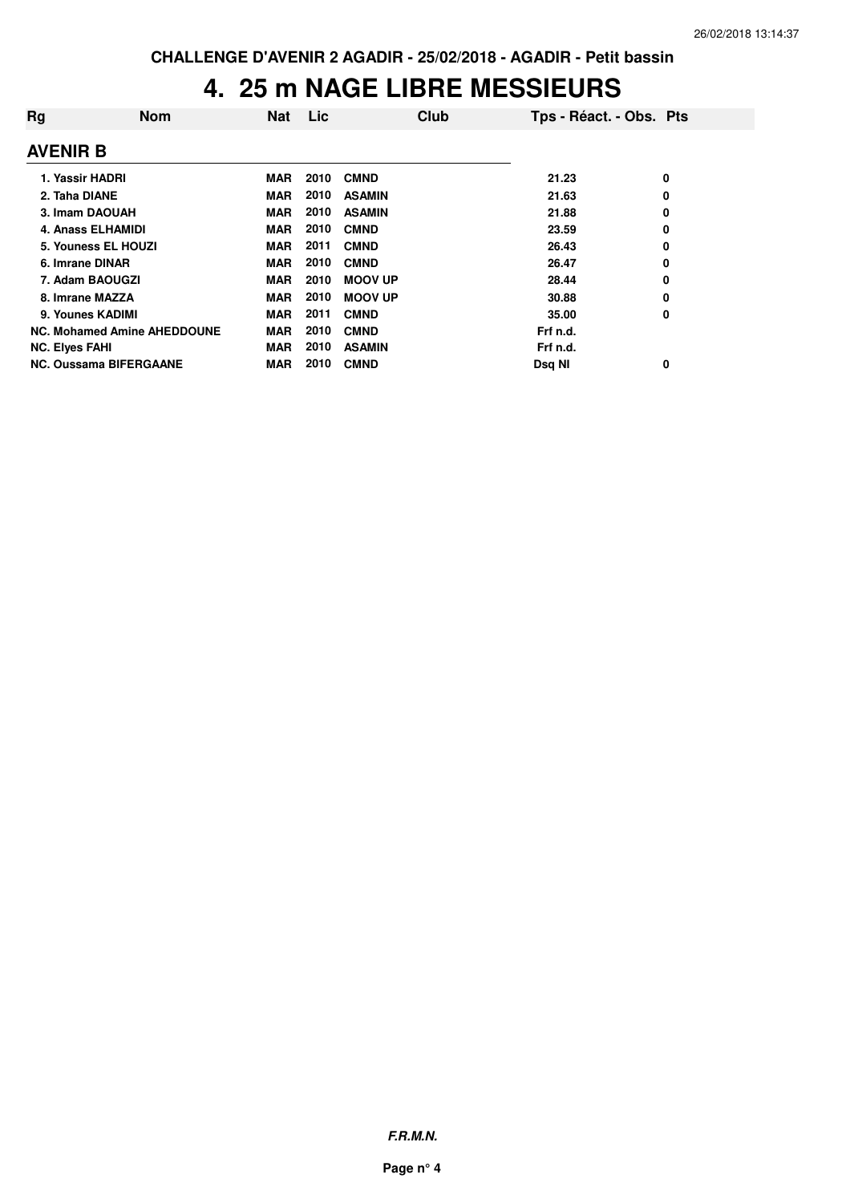CHALLENGE D'AVENIR 2 AGADIR - 25/02/2018 - AGADIR - Petit bassin

# 4. 25 m NAGE LIBRE MESSIEURS

## AVENIR B

| Rg | Nom | Nat | Lic | Club | Tps - Réact. - Obs. | Pts |
|---|---|---|---|---|---|---|
| 1. | Yassir HADRI | MAR | 2010 | CMND | 21.23 | 0 |
| 2. | Taha DIANE | MAR | 2010 | ASAMIN | 21.63 | 0 |
| 3. | Imam DAOUAH | MAR | 2010 | ASAMIN | 21.88 | 0 |
| 4. | Anass ELHAMIDI | MAR | 2010 | CMND | 23.59 | 0 |
| 5. | Youness EL HOUZI | MAR | 2011 | CMND | 26.43 | 0 |
| 6. | Imrane DINAR | MAR | 2010 | CMND | 26.47 | 0 |
| 7. | Adam BAOUGZI | MAR | 2010 | MOOV UP | 28.44 | 0 |
| 8. | Imrane MAZZA | MAR | 2010 | MOOV UP | 30.88 | 0 |
| 9. | Younes KADIMI | MAR | 2011 | CMND | 35.00 | 0 |
| NC. | Mohamed Amine AHEDDOUNE | MAR | 2010 | CMND | Frf n.d. | |
| NC. | Elyes FAHI | MAR | 2010 | ASAMIN | Frf n.d. | |
| NC. | Oussama BIFERGAANE | MAR | 2010 | CMND | Dsq NI | 0 |

***F.R.M.N.***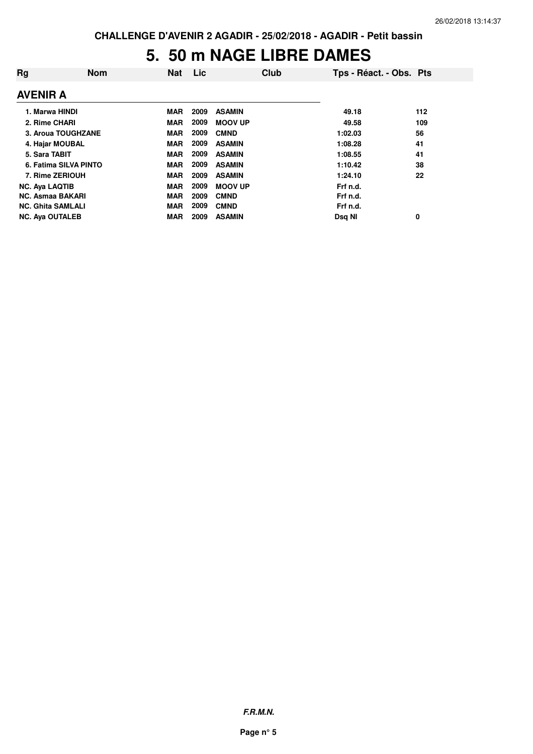CHALLENGE D'AVENIR 2 AGADIR - 25/02/2018 - AGADIR - Petit bassin

# 5. 50 m NAGE LIBRE DAMES

| Rg | Nom | Nat | Lic | Club | Tps - Réact. - Obs. | Pts |
|---|---|---|---|---|---|---|
| **AVENIR A** | | | | | | |
| 1. | Marwa HINDI | MAR | 2009 | ASAMIN | 49.18 | 112 |
| 2. | Rime CHARI | MAR | 2009 | MOOV UP | 49.58 | 109 |
| 3. | Aroua TOUGHZANE | MAR | 2009 | CMND | 1:02.03 | 56 |
| 4. | Hajar MOUBAL | MAR | 2009 | ASAMIN | 1:08.28 | 41 |
| 5. | Sara TABIT | MAR | 2009 | ASAMIN | 1:08.55 | 41 |
| 6. | Fatima SILVA PINTO | MAR | 2009 | ASAMIN | 1:10.42 | 38 |
| 7. | Rime ZERIOUH | MAR | 2009 | ASAMIN | 1:24.10 | 22 |
| NC. | Aya LAQTIB | MAR | 2009 | MOOV UP | Frf n.d. | |
| NC. | Asmaa BAKARI | MAR | 2009 | CMND | Frf n.d. | |
| NC. | Ghita SAMLALI | MAR | 2009 | CMND | Frf n.d. | |
| NC. | Aya OUTALEB | MAR | 2009 | ASAMIN | Dsq NI | 0 |

*F.R.M.N.*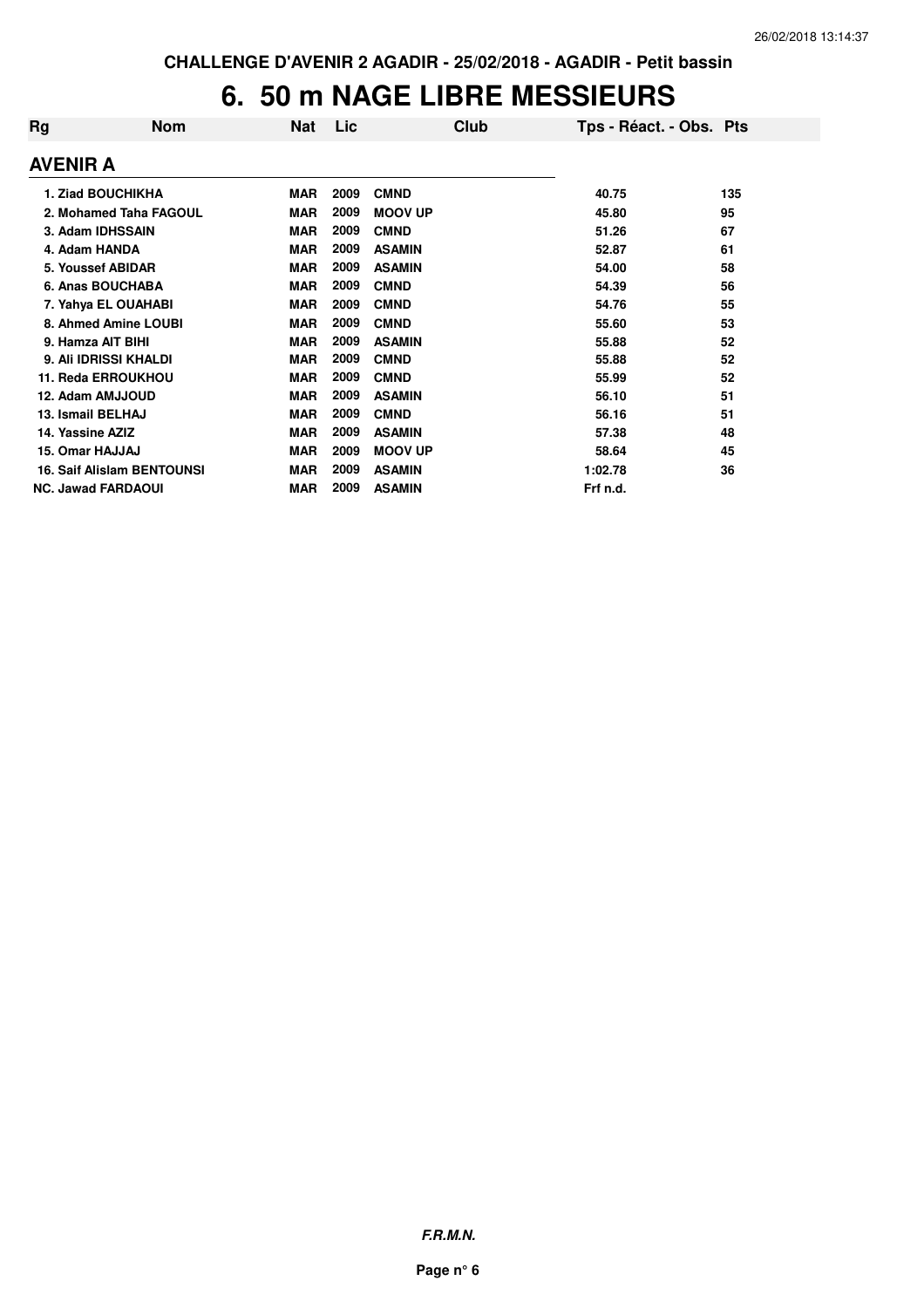# 6. 50 m NAGE LIBRE MESSIEURS

| Rg | Nom | Nat | Lic | Club | Tps - Réact. - Obs. | Pts |
|---|---|---|---|---|---|---|
| **AVENIR A** | | | | | | |
| 1. Ziad BOUCHIKHA | | MAR | 2009 | CMND | 40.75 | 135 |
| 2. Mohamed Taha FAGOUL | | MAR | 2009 | MOOV UP | 45.80 | 95 |
| 3. Adam IDHSSAIN | | MAR | 2009 | CMND | 51.26 | 67 |
| 4. Adam HANDA | | MAR | 2009 | ASAMIN | 52.87 | 61 |
| 5. Youssef ABIDAR | | MAR | 2009 | ASAMIN | 54.00 | 58 |
| 6. Anas BOUCHABA | | MAR | 2009 | CMND | 54.39 | 56 |
| 7. Yahya EL OUAHABI | | MAR | 2009 | CMND | 54.76 | 55 |
| 8. Ahmed Amine LOUBI | | MAR | 2009 | CMND | 55.60 | 53 |
| 9. Hamza AIT BIHI | | MAR | 2009 | ASAMIN | 55.88 | 52 |
| 9. Ali IDRISSI KHALDI | | MAR | 2009 | CMND | 55.88 | 52 |
| 11. Reda ERROUKHOU | | MAR | 2009 | CMND | 55.99 | 52 |
| 12. Adam AMJJOUD | | MAR | 2009 | ASAMIN | 56.10 | 51 |
| 13. Ismail BELHAJ | | MAR | 2009 | CMND | 56.16 | 51 |
| 14. Yassine AZIZ | | MAR | 2009 | ASAMIN | 57.38 | 48 |
| 15. Omar HAJJAJ | | MAR | 2009 | MOOV UP | 58.64 | 45 |
| 16. Saif Alislam BENTOUNSI | | MAR | 2009 | ASAMIN | 1:02.78 | 36 |
| NC. Jawad FARDAOUI | | MAR | 2009 | ASAMIN | Frf n.d. | |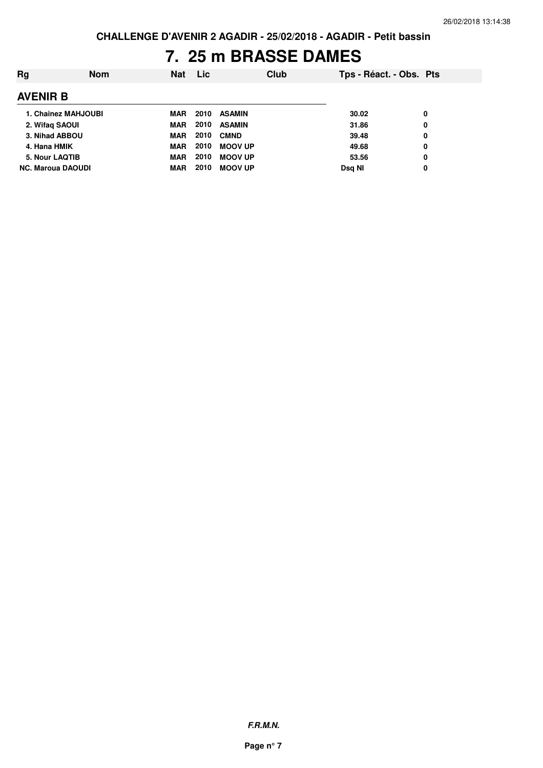**CHALLENGE D'AVENIR 2 AGADIR - 25/02/2018 - AGADIR - Petit bassin**

# 7. 25 m BRASSE DAMES

| Rg | Nom | Nat | Lic | Club | Tps - Réact. - Obs. | Pts |
|---|---|---|---|---|---|---|
| **AVENIR B** | | | | | | |
| 1. | Chainez MAHJOUBI | MAR | 2010 | ASAMIN | 30.02 | 0 |
| 2. | Wifaq SAOUI | MAR | 2010 | ASAMIN | 31.86 | 0 |
| 3. | Nihad ABBOU | MAR | 2010 | CMND | 39.48 | 0 |
| 4. | Hana HMIK | MAR | 2010 | MOOV UP | 49.68 | 0 |
| 5. | Nour LAQTIB | MAR | 2010 | MOOV UP | 53.56 | 0 |
| NC. | Maroua DAOUDI | MAR | 2010 | MOOV UP | Dsq NI | 0 |

***F.R.M.N.***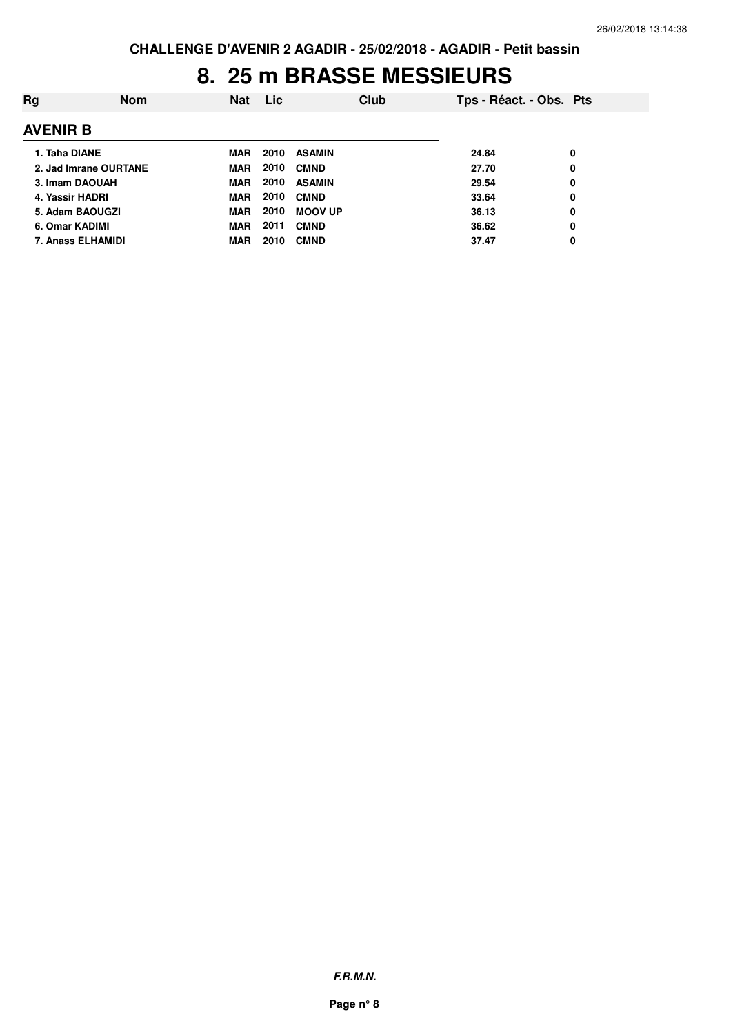CHALLENGE D'AVENIR 2 AGADIR - 25/02/2018 - AGADIR - Petit bassin

# 8. 25 m BRASSE MESSIEURS

| Rg | Nom | Nat | Lic | Club | Tps - Réact. - Obs. | Pts |
|---|---|---|---|---|---|---|
| **AVENIR B** | | | | | | |
| 1. | Taha DIANE | MAR | 2010 | ASAMIN | 24.84 | 0 |
| 2. | Jad Imrane OURTANE | MAR | 2010 | CMND | 27.70 | 0 |
| 3. | Imam DAOUAH | MAR | 2010 | ASAMIN | 29.54 | 0 |
| 4. | Yassir HADRI | MAR | 2010 | CMND | 33.64 | 0 |
| 5. | Adam BAOUGZI | MAR | 2010 | MOOV UP | 36.13 | 0 |
| 6. | Omar KADIMI | MAR | 2011 | CMND | 36.62 | 0 |
| 7. | Anass ELHAMIDI | MAR | 2010 | CMND | 37.47 | 0 |

*F.R.M.N.*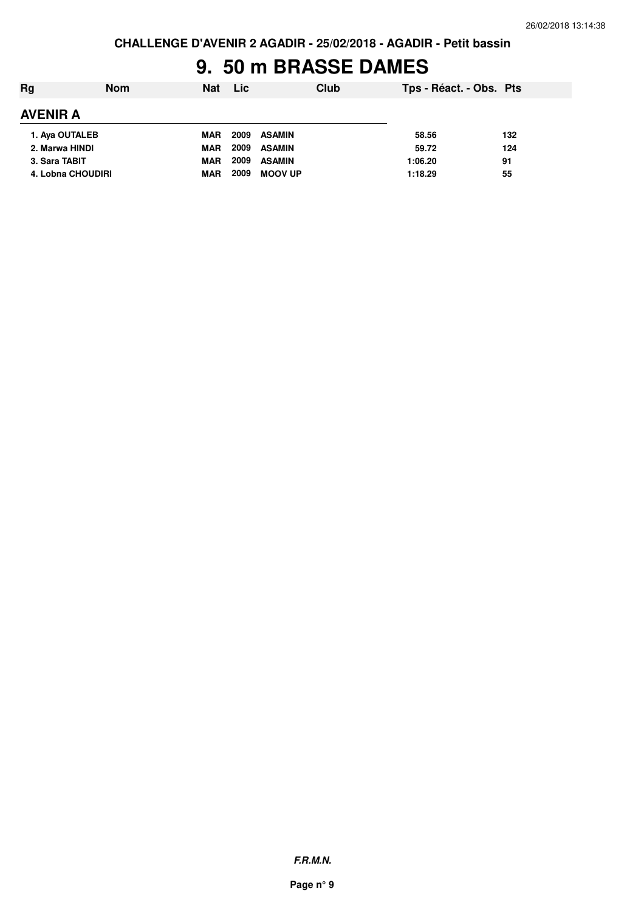# 9. 50 m BRASSE DAMES

| Rg | Nom | Nat | Lic | Club | Tps - Réact. - Obs. | Pts |
|---|---|---|---|---|---|---|
| **AVENIR A** | | | | | | |
| 1. | Aya OUTALEB | MAR | 2009 | ASAMIN | 58.56 | 132 |
| 2. | Marwa HINDI | MAR | 2009 | ASAMIN | 59.72 | 124 |
| 3. | Sara TABIT | MAR | 2009 | ASAMIN | 1:06.20 | 91 |
| 4. | Lobna CHOUDIRI | MAR | 2009 | MOOV UP | 1:18.29 | 55 |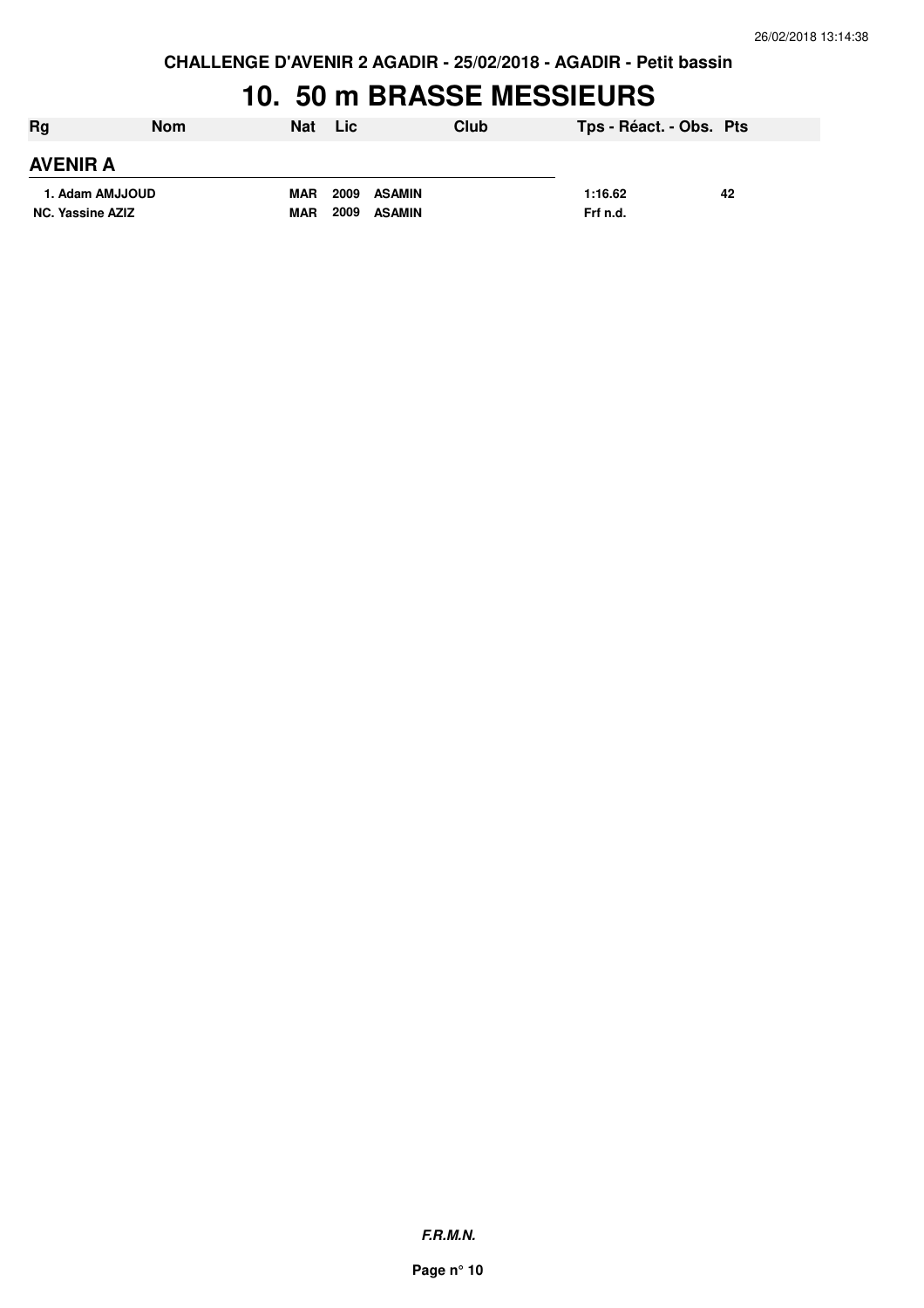CHALLENGE D'AVENIR 2 AGADIR - 25/02/2018 - AGADIR - Petit bassin

# 10. 50 m BRASSE MESSIEURS

| Rg | Nom | Nat | Lic | Club | Tps - Réact. - Obs. | Pts |
|---|---|---|---|---|---|---|

## AVENIR A

| Rg | Nom | Nat | Lic | Club | Tps - Réact. - Obs. | Pts |
|---|---|---|---|---|---|---|
| 1. | Adam AMJJOUD | MAR | 2009 | ASAMIN | 1:16.62 | 42 |
| NC. | Yassine AZIZ | MAR | 2009 | ASAMIN | Frf n.d. | |

***F.R.M.N.***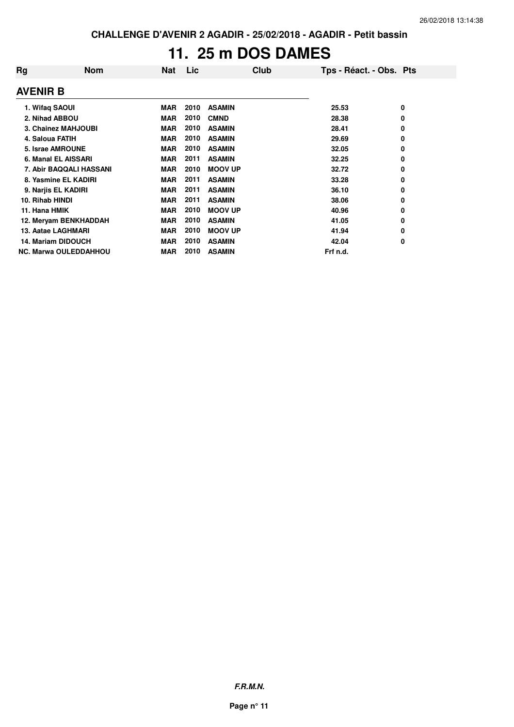CHALLENGE D'AVENIR 2 AGADIR - 25/02/2018 - AGADIR - Petit bassin

# 11. 25 m DOS DAMES

| Rg | Nom | Nat | Lic | Club | Tps - Réact. - Obs. | Pts |
|---|---|---|---|---|---|---|
| **AVENIR B** | | | | | | |
| 1. | Wifaq SAOUI | MAR | 2010 | ASAMIN | 25.53 | 0 |
| 2. | Nihad ABBOU | MAR | 2010 | CMND | 28.38 | 0 |
| 3. | Chainez MAHJOUBI | MAR | 2010 | ASAMIN | 28.41 | 0 |
| 4. | Saloua FATIH | MAR | 2010 | ASAMIN | 29.69 | 0 |
| 5. | Israe AMROUNE | MAR | 2010 | ASAMIN | 32.05 | 0 |
| 6. | Manal EL AISSARI | MAR | 2011 | ASAMIN | 32.25 | 0 |
| 7. | Abir BAQQALI HASSANI | MAR | 2010 | MOOV UP | 32.72 | 0 |
| 8. | Yasmine EL KADIRI | MAR | 2011 | ASAMIN | 33.28 | 0 |
| 9. | Narjis EL KADIRI | MAR | 2011 | ASAMIN | 36.10 | 0 |
| 10. | Rihab HINDI | MAR | 2011 | ASAMIN | 38.06 | 0 |
| 11. | Hana HMIK | MAR | 2010 | MOOV UP | 40.96 | 0 |
| 12. | Meryam BENKHADDAH | MAR | 2010 | ASAMIN | 41.05 | 0 |
| 13. | Aatae LAGHMARI | MAR | 2010 | MOOV UP | 41.94 | 0 |
| 14. | Mariam DIDOUCH | MAR | 2010 | ASAMIN | 42.04 | 0 |
| NC. | Marwa OULEDDAHHOU | MAR | 2010 | ASAMIN | Frf n.d. | |

***F.R.M.N.***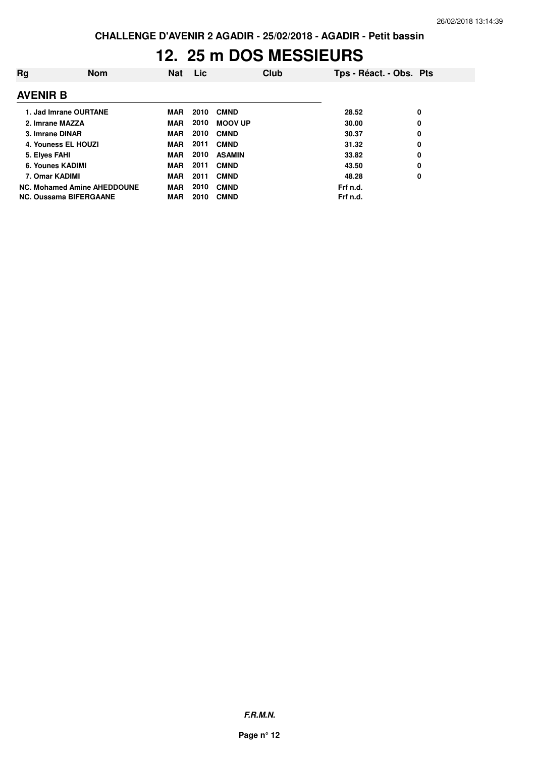CHALLENGE D'AVENIR 2 AGADIR - 25/02/2018 - AGADIR - Petit bassin

# 12. 25 m DOS MESSIEURS

| Rg | Nom | Nat | Lic | Club | Tps - Réact. - Obs. | Pts |
|---|---|---|---|---|---|---|
| **AVENIR B** | | | | | | |
| 1. | Jad Imrane OURTANE | MAR | 2010 | CMND | 28.52 | 0 |
| 2. | Imrane MAZZA | MAR | 2010 | MOOV UP | 30.00 | 0 |
| 3. | Imrane DINAR | MAR | 2010 | CMND | 30.37 | 0 |
| 4. | Youness EL HOUZI | MAR | 2011 | CMND | 31.32 | 0 |
| 5. | Elyes FAHI | MAR | 2010 | ASAMIN | 33.82 | 0 |
| 6. | Younes KADIMI | MAR | 2011 | CMND | 43.50 | 0 |
| 7. | Omar KADIMI | MAR | 2011 | CMND | 48.28 | 0 |
| NC. | Mohamed Amine AHEDDOUNE | MAR | 2010 | CMND | Frf n.d. | |
| NC. | Oussama BIFERGAANE | MAR | 2010 | CMND | Frf n.d. | |

***F.R.M.N.***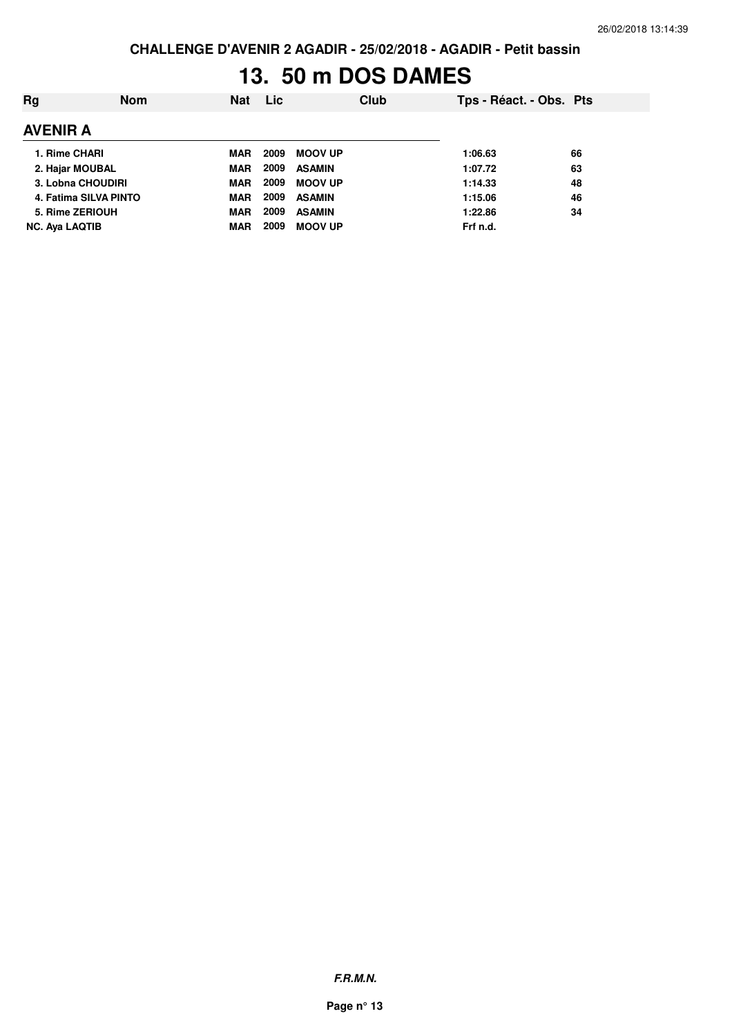CHALLENGE D'AVENIR 2 AGADIR - 25/02/2018 - AGADIR - Petit bassin

# 13. 50 m DOS DAMES

| Rg | Nom | Nat | Lic | Club | Tps - Réact. - Obs. | Pts |
|---|---|---|---|---|---|---|
| **AVENIR A** | | | | | | |
| 1. | Rime CHARI | MAR | 2009 | MOOV UP | 1:06.63 | 66 |
| 2. | Hajar MOUBAL | MAR | 2009 | ASAMIN | 1:07.72 | 63 |
| 3. | Lobna CHOUDIRI | MAR | 2009 | MOOV UP | 1:14.33 | 48 |
| 4. | Fatima SILVA PINTO | MAR | 2009 | ASAMIN | 1:15.06 | 46 |
| 5. | Rime ZERIOUH | MAR | 2009 | ASAMIN | 1:22.86 | 34 |
| NC. | Aya LAQTIB | MAR | 2009 | MOOV UP | Frf n.d. | |

*F.R.M.N.*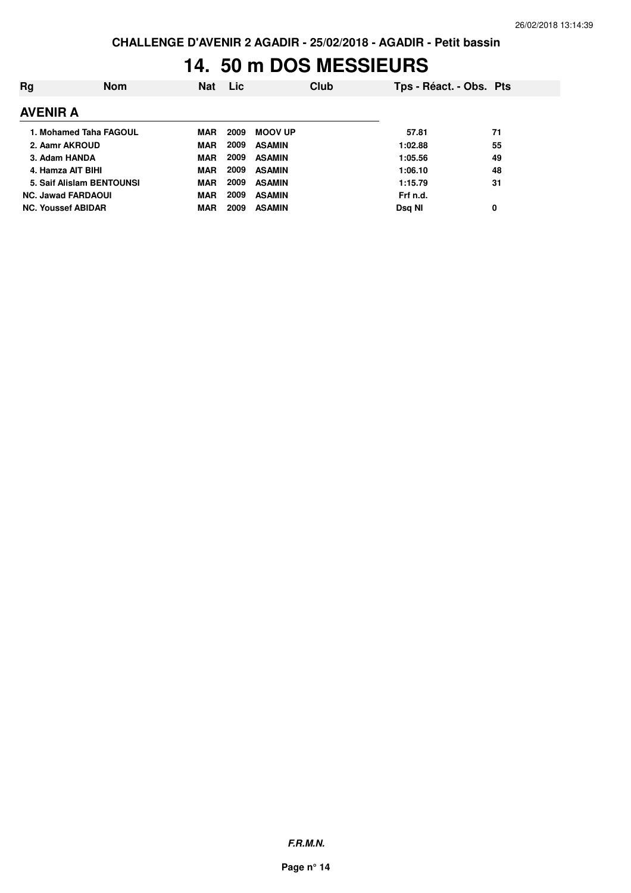CHALLENGE D'AVENIR 2 AGADIR - 25/02/2018 - AGADIR - Petit bassin

# 14. 50 m DOS MESSIEURS

| Rg | Nom | Nat | Lic | Club | Tps - Réact. - Obs. | Pts |
|---|---|---|---|---|---|---|
| **AVENIR A** | | | | | | |
| 1. | Mohamed Taha FAGOUL | MAR | 2009 | MOOV UP | 57.81 | 71 |
| 2. | Aamr AKROUD | MAR | 2009 | ASAMIN | 1:02.88 | 55 |
| 3. | Adam HANDA | MAR | 2009 | ASAMIN | 1:05.56 | 49 |
| 4. | Hamza AIT BIHI | MAR | 2009 | ASAMIN | 1:06.10 | 48 |
| 5. | Saif Alislam BENTOUNSI | MAR | 2009 | ASAMIN | 1:15.79 | 31 |
| NC. | Jawad FARDAOUI | MAR | 2009 | ASAMIN | Frf n.d. | |
| NC. | Youssef ABIDAR | MAR | 2009 | ASAMIN | Dsq NI | 0 |

*F.R.M.N.*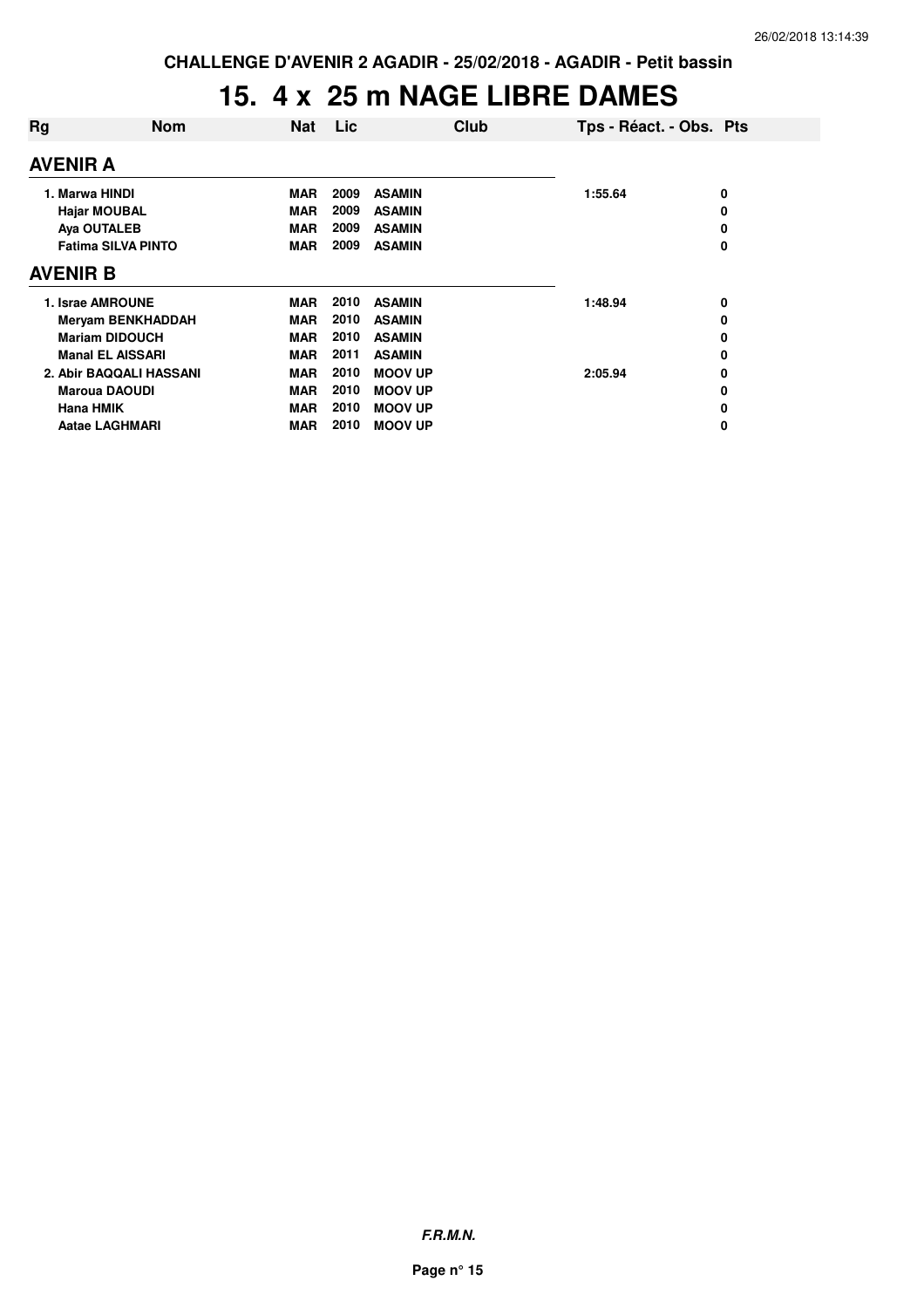CHALLENGE D'AVENIR 2 AGADIR - 25/02/2018 - AGADIR - Petit bassin

# 15. 4 x 25 m NAGE LIBRE DAMES

| Rg | Nom | Nat | Lic | Club | Tps - Réact. - Obs. | Pts |
|---|---|---|---|---|---|---|
| **AVENIR A** | | | | | | |
| 1. | Marwa HINDI | MAR | 2009 | ASAMIN | 1:55.64 | 0 |
| | Hajar MOUBAL | MAR | 2009 | ASAMIN | | 0 |
| | Aya OUTALEB | MAR | 2009 | ASAMIN | | 0 |
| | Fatima SILVA PINTO | MAR | 2009 | ASAMIN | | 0 |
| **AVENIR B** | | | | | | |
| 1. | Israe AMROUNE | MAR | 2010 | ASAMIN | 1:48.94 | 0 |
| | Meryam BENKHADDAH | MAR | 2010 | ASAMIN | | 0 |
| | Mariam DIDOUCH | MAR | 2010 | ASAMIN | | 0 |
| | Manal EL AISSARI | MAR | 2011 | ASAMIN | | 0 |
| 2. | Abir BAQQALI HASSANI | MAR | 2010 | MOOV UP | 2:05.94 | 0 |
| | Maroua DAOUDI | MAR | 2010 | MOOV UP | | 0 |
| | Hana HMIK | MAR | 2010 | MOOV UP | | 0 |
| | Aatae LAGHMARI | MAR | 2010 | MOOV UP | | 0 |

*F.R.M.N.*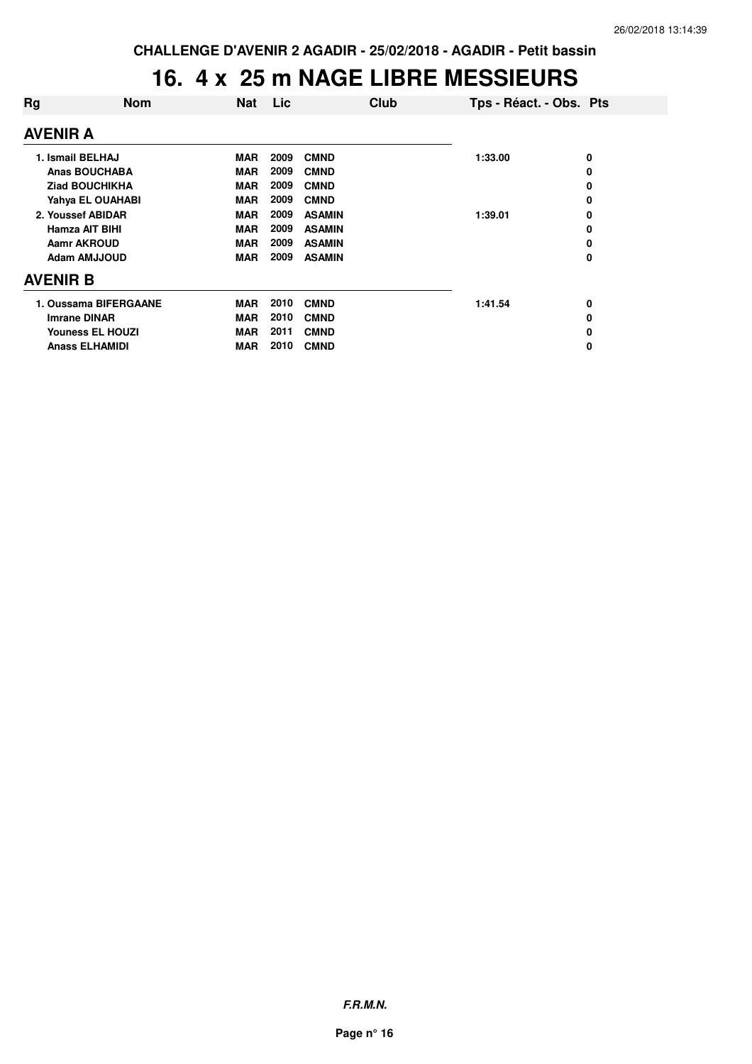CHALLENGE D'AVENIR 2 AGADIR - 25/02/2018 - AGADIR - Petit bassin

# 16. 4 x 25 m NAGE LIBRE MESSIEURS

| Rg | Nom | Nat | Lic | Club | Tps - Réact. - Obs. | Pts |
|---|---|---|---|---|---|---|
| **AVENIR A** | | | | | | |
| 1. | Ismail BELHAJ | MAR | 2009 | CMND | 1:33.00 | 0 |
| | Anas BOUCHABA | MAR | 2009 | CMND | | 0 |
| | Ziad BOUCHIKHA | MAR | 2009 | CMND | | 0 |
| | Yahya EL OUAHABI | MAR | 2009 | CMND | | 0 |
| 2. | Youssef ABIDAR | MAR | 2009 | ASAMIN | 1:39.01 | 0 |
| | Hamza AIT BIHI | MAR | 2009 | ASAMIN | | 0 |
| | Aamr AKROUD | MAR | 2009 | ASAMIN | | 0 |
| | Adam AMJJOUD | MAR | 2009 | ASAMIN | | 0 |
| **AVENIR B** | | | | | | |
| 1. | Oussama BIFERGAANE | MAR | 2010 | CMND | 1:41.54 | 0 |
| | Imrane DINAR | MAR | 2010 | CMND | | 0 |
| | Youness EL HOUZI | MAR | 2011 | CMND | | 0 |
| | Anass ELHAMIDI | MAR | 2010 | CMND | | 0 |

*F.R.M.N.*